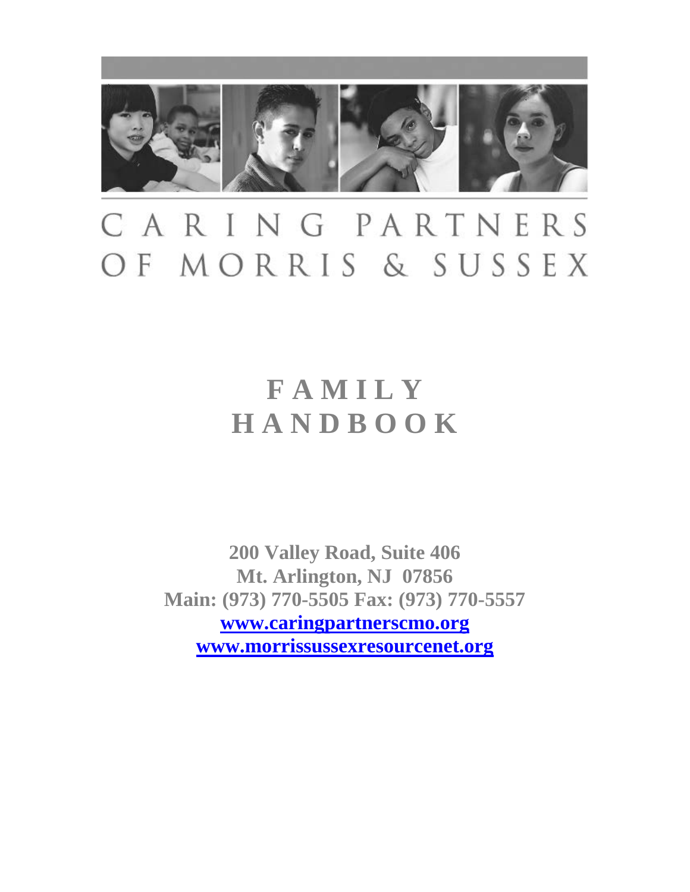# CARING PARTNERS OF MORRIS & SUSSEX

# FAMILY HANDBOOK

**200 Valley Road, Suite 406**
**Mt. Arlington, NJ 07856**
**Main: (973) 770-5505 Fax: (973) 770-5557**
**www.caringpartnerscmo.org**
**www.morrissussexresourcenet.org**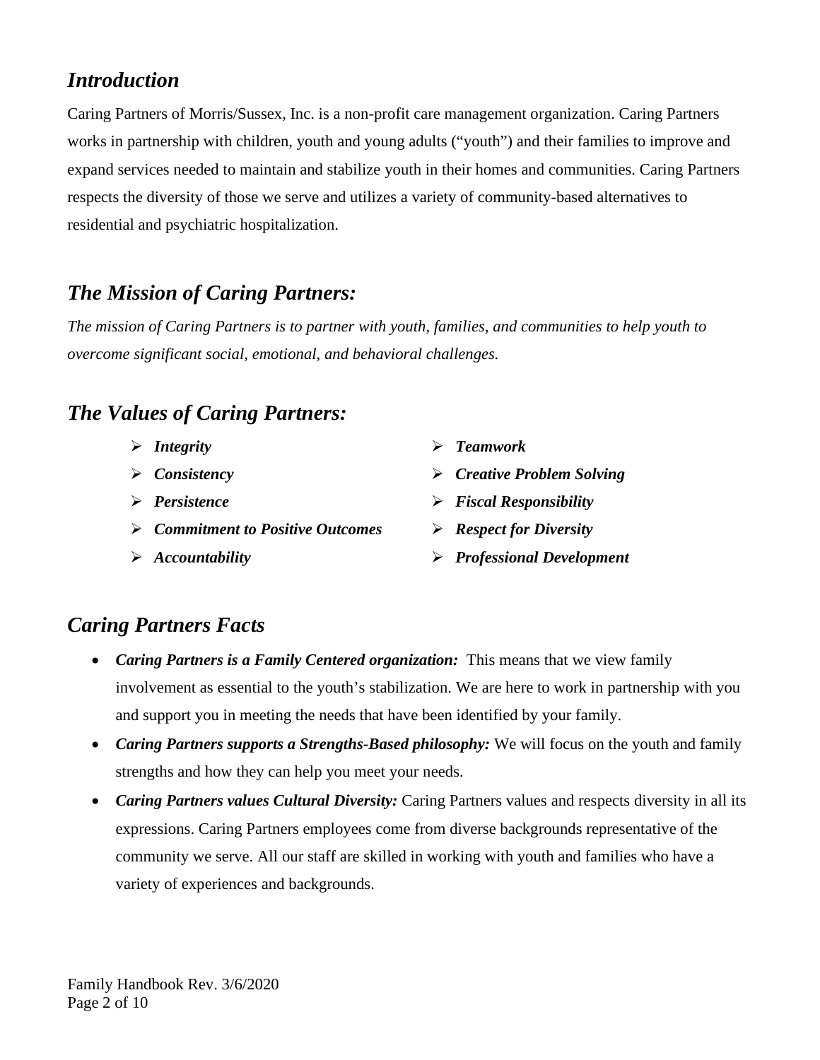## *Introduction*

Caring Partners of Morris/Sussex, Inc. is a non-profit care management organization. Caring Partners works in partnership with children, youth and young adults ("youth") and their families to improve and expand services needed to maintain and stabilize youth in their homes and communities. Caring Partners respects the diversity of those we serve and utilizes a variety of community-based alternatives to residential and psychiatric hospitalization.

## *The Mission of Caring Partners:*

*The mission of Caring Partners is to partner with youth, families, and communities to help youth to overcome significant social, emotional, and behavioral challenges.*

## *The Values of Caring Partners:*

- ***Integrity***
- ***Consistency***
- ***Persistence***
- ***Commitment to Positive Outcomes***
- ***Accountability***
- ***Teamwork***
- ***Creative Problem Solving***
- ***Fiscal Responsibility***
- ***Respect for Diversity***
- ***Professional Development***

## *Caring Partners Facts*

- ***Caring Partners is a Family Centered organization:*** This means that we view family involvement as essential to the youth's stabilization. We are here to work in partnership with you and support you in meeting the needs that have been identified by your family.
- ***Caring Partners supports a Strengths-Based philosophy:*** We will focus on the youth and family strengths and how they can help you meet your needs.
- ***Caring Partners values Cultural Diversity:*** Caring Partners values and respects diversity in all its expressions. Caring Partners employees come from diverse backgrounds representative of the community we serve. All our staff are skilled in working with youth and families who have a variety of experiences and backgrounds.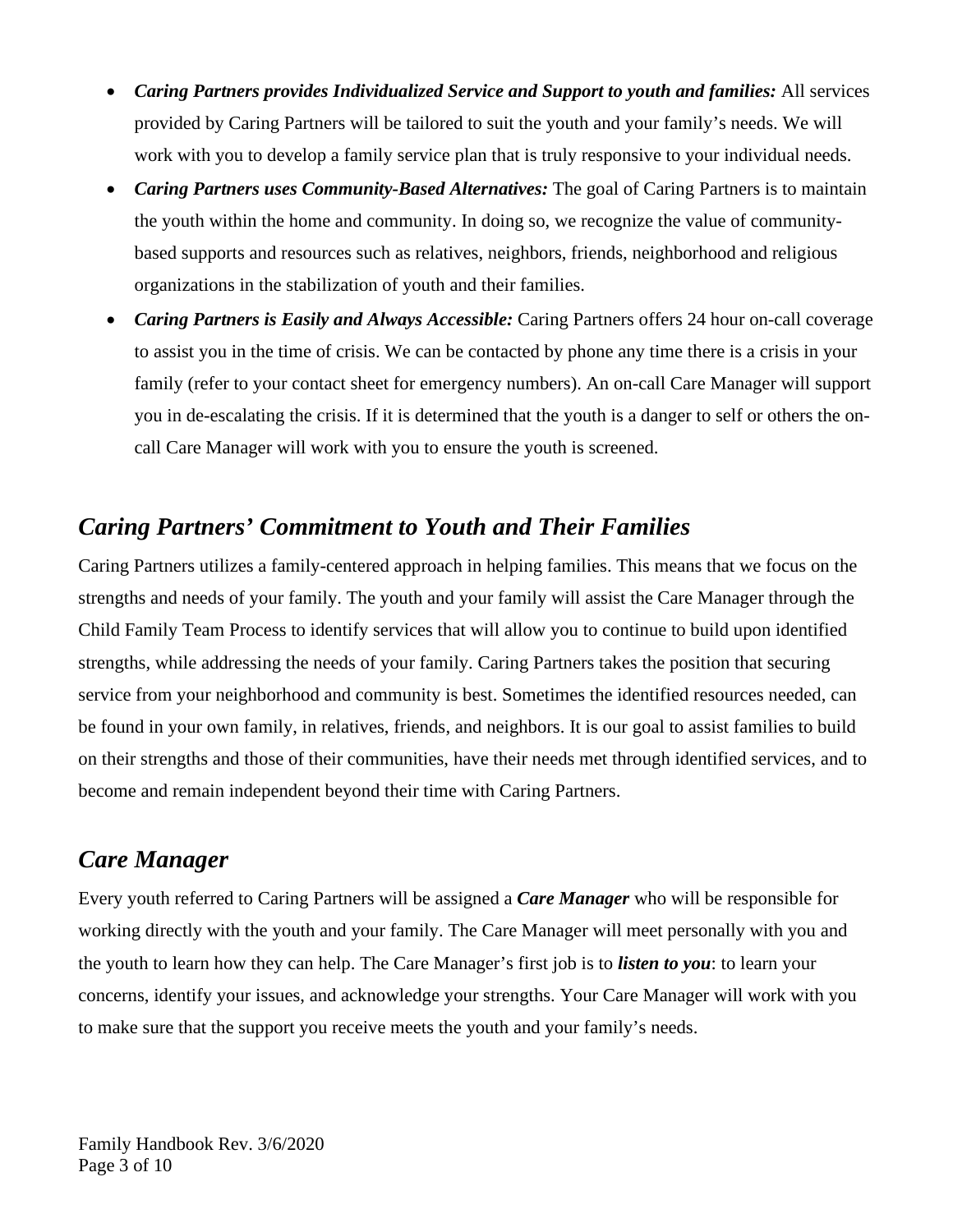- ***Caring Partners provides Individualized Service and Support to youth and families:*** All services provided by Caring Partners will be tailored to suit the youth and your family's needs. We will work with you to develop a family service plan that is truly responsive to your individual needs.
- ***Caring Partners uses Community-Based Alternatives:*** The goal of Caring Partners is to maintain the youth within the home and community. In doing so, we recognize the value of community-based supports and resources such as relatives, neighbors, friends, neighborhood and religious organizations in the stabilization of youth and their families.
- ***Caring Partners is Easily and Always Accessible:*** Caring Partners offers 24 hour on-call coverage to assist you in the time of crisis. We can be contacted by phone any time there is a crisis in your family (refer to your contact sheet for emergency numbers). An on-call Care Manager will support you in de-escalating the crisis. If it is determined that the youth is a danger to self or others the on-call Care Manager will work with you to ensure the youth is screened.

## *Caring Partners' Commitment to Youth and Their Families*

Caring Partners utilizes a family-centered approach in helping families. This means that we focus on the strengths and needs of your family. The youth and your family will assist the Care Manager through the Child Family Team Process to identify services that will allow you to continue to build upon identified strengths, while addressing the needs of your family. Caring Partners takes the position that securing service from your neighborhood and community is best. Sometimes the identified resources needed, can be found in your own family, in relatives, friends, and neighbors. It is our goal to assist families to build on their strengths and those of their communities, have their needs met through identified services, and to become and remain independent beyond their time with Caring Partners.

## *Care Manager*

Every youth referred to Caring Partners will be assigned a ***Care Manager*** who will be responsible for working directly with the youth and your family. The Care Manager will meet personally with you and the youth to learn how they can help. The Care Manager's first job is to ***listen to you***: to learn your concerns, identify your issues, and acknowledge your strengths. Your Care Manager will work with you to make sure that the support you receive meets the youth and your family's needs.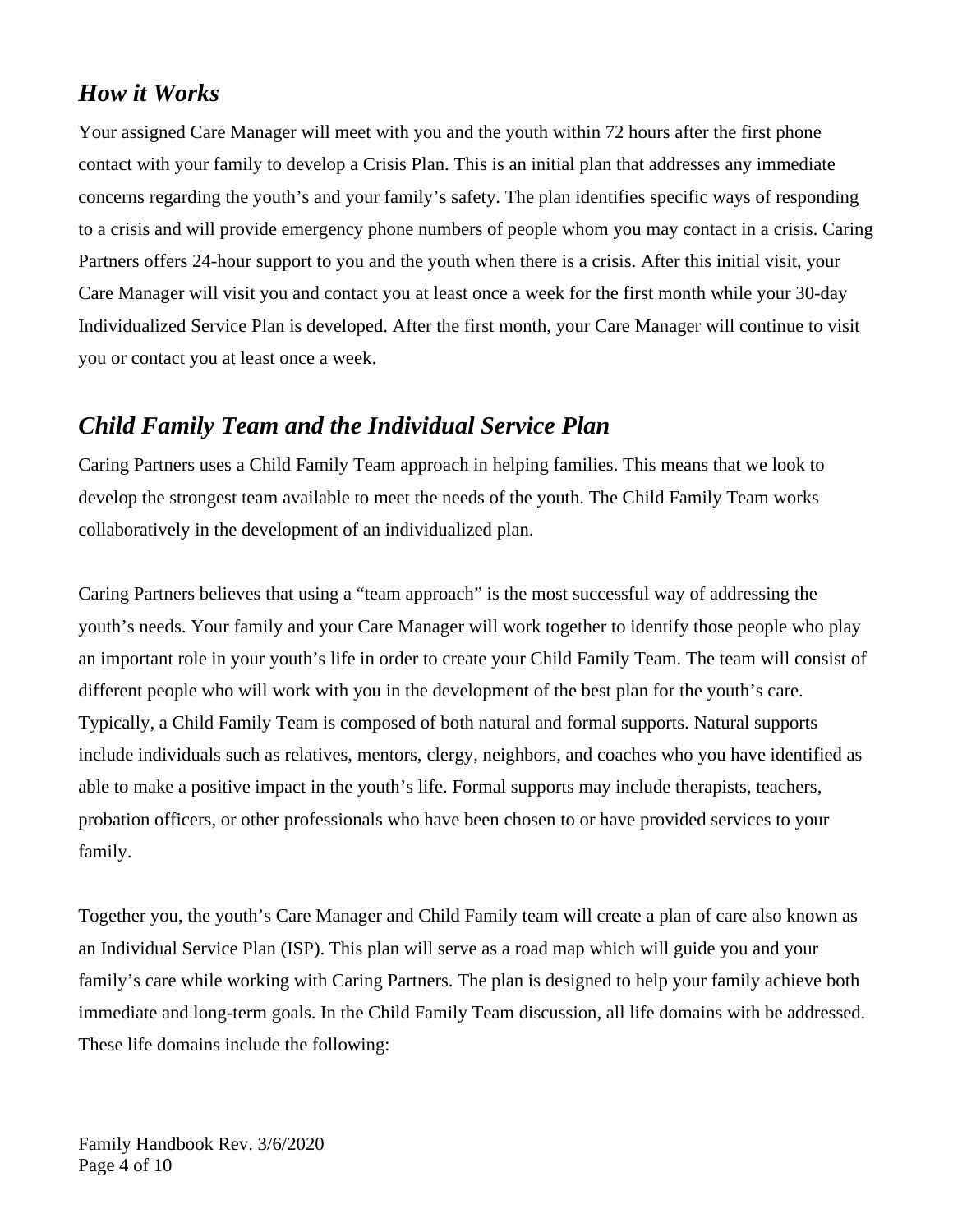## *How it Works*

Your assigned Care Manager will meet with you and the youth within 72 hours after the first phone contact with your family to develop a Crisis Plan. This is an initial plan that addresses any immediate concerns regarding the youth's and your family's safety. The plan identifies specific ways of responding to a crisis and will provide emergency phone numbers of people whom you may contact in a crisis. Caring Partners offers 24-hour support to you and the youth when there is a crisis. After this initial visit, your Care Manager will visit you and contact you at least once a week for the first month while your 30-day Individualized Service Plan is developed. After the first month, your Care Manager will continue to visit you or contact you at least once a week.

## *Child Family Team and the Individual Service Plan*

Caring Partners uses a Child Family Team approach in helping families. This means that we look to develop the strongest team available to meet the needs of the youth. The Child Family Team works collaboratively in the development of an individualized plan.

Caring Partners believes that using a "team approach" is the most successful way of addressing the youth's needs. Your family and your Care Manager will work together to identify those people who play an important role in your youth's life in order to create your Child Family Team. The team will consist of different people who will work with you in the development of the best plan for the youth's care. Typically, a Child Family Team is composed of both natural and formal supports. Natural supports include individuals such as relatives, mentors, clergy, neighbors, and coaches who you have identified as able to make a positive impact in the youth's life. Formal supports may include therapists, teachers, probation officers, or other professionals who have been chosen to or have provided services to your family.

Together you, the youth's Care Manager and Child Family team will create a plan of care also known as an Individual Service Plan (ISP). This plan will serve as a road map which will guide you and your family's care while working with Caring Partners. The plan is designed to help your family achieve both immediate and long-term goals. In the Child Family Team discussion, all life domains with be addressed. These life domains include the following: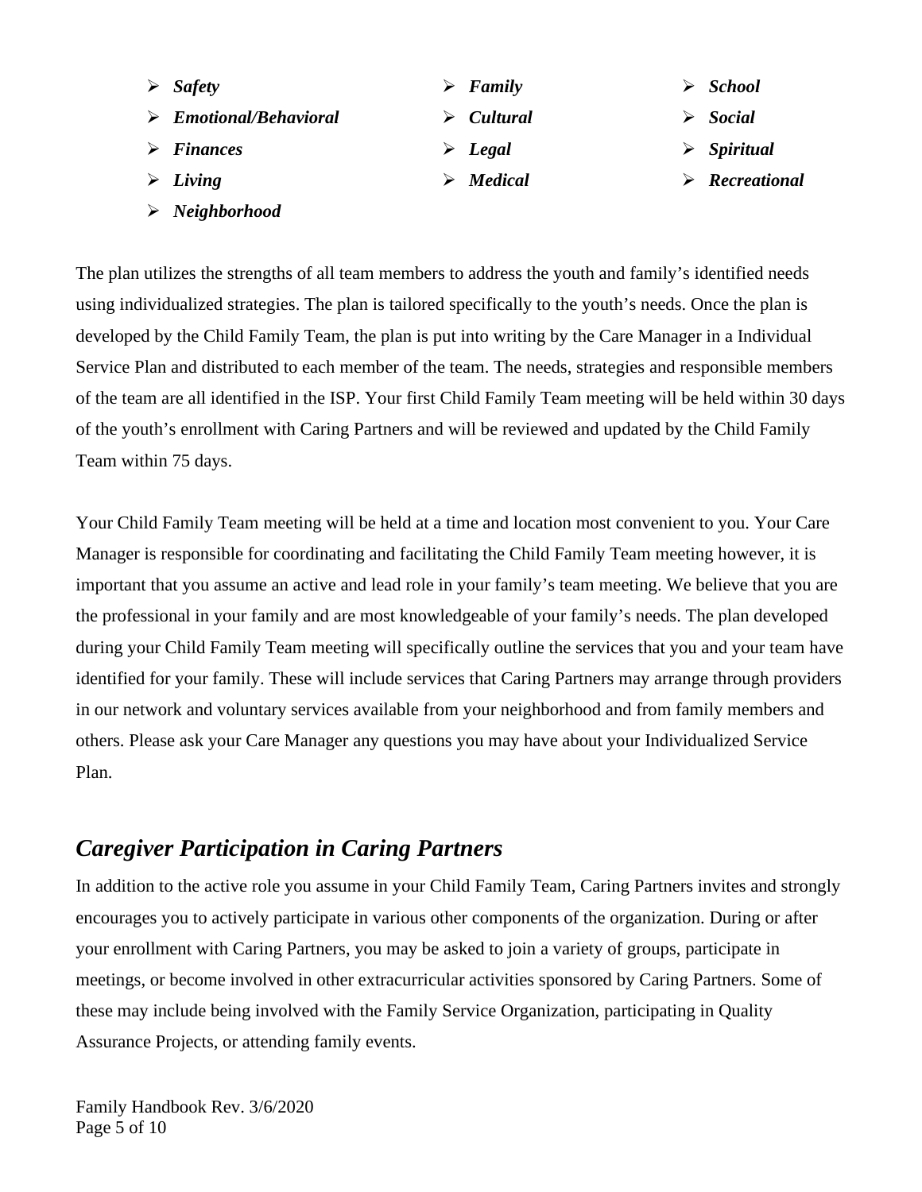- ***Safety***
- ***Emotional/Behavioral***
- ***Finances***
- ***Living***
- ***Neighborhood***
- ***Family***
- ***Cultural***
- ***Legal***
- ***Medical***
- ***School***
- ***Social***
- ***Spiritual***
- ***Recreational***

The plan utilizes the strengths of all team members to address the youth and family's identified needs using individualized strategies. The plan is tailored specifically to the youth's needs. Once the plan is developed by the Child Family Team, the plan is put into writing by the Care Manager in a Individual Service Plan and distributed to each member of the team. The needs, strategies and responsible members of the team are all identified in the ISP. Your first Child Family Team meeting will be held within 30 days of the youth's enrollment with Caring Partners and will be reviewed and updated by the Child Family Team within 75 days.

Your Child Family Team meeting will be held at a time and location most convenient to you. Your Care Manager is responsible for coordinating and facilitating the Child Family Team meeting however, it is important that you assume an active and lead role in your family's team meeting. We believe that you are the professional in your family and are most knowledgeable of your family's needs. The plan developed during your Child Family Team meeting will specifically outline the services that you and your team have identified for your family. These will include services that Caring Partners may arrange through providers in our network and voluntary services available from your neighborhood and from family members and others. Please ask your Care Manager any questions you may have about your Individualized Service Plan.

## *Caregiver Participation in Caring Partners*

In addition to the active role you assume in your Child Family Team, Caring Partners invites and strongly encourages you to actively participate in various other components of the organization. During or after your enrollment with Caring Partners, you may be asked to join a variety of groups, participate in meetings, or become involved in other extracurricular activities sponsored by Caring Partners. Some of these may include being involved with the Family Service Organization, participating in Quality Assurance Projects, or attending family events.

Family Handbook Rev. 3/6/2020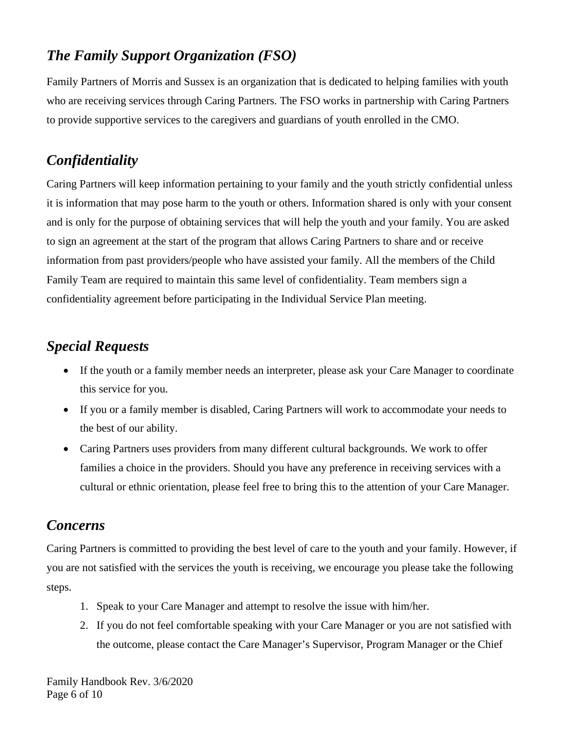## *The Family Support Organization (FSO)*

Family Partners of Morris and Sussex is an organization that is dedicated to helping families with youth who are receiving services through Caring Partners. The FSO works in partnership with Caring Partners to provide supportive services to the caregivers and guardians of youth enrolled in the CMO.

## *Confidentiality*

Caring Partners will keep information pertaining to your family and the youth strictly confidential unless it is information that may pose harm to the youth or others. Information shared is only with your consent and is only for the purpose of obtaining services that will help the youth and your family. You are asked to sign an agreement at the start of the program that allows Caring Partners to share and or receive information from past providers/people who have assisted your family. All the members of the Child Family Team are required to maintain this same level of confidentiality. Team members sign a confidentiality agreement before participating in the Individual Service Plan meeting.

## *Special Requests*

- If the youth or a family member needs an interpreter, please ask your Care Manager to coordinate this service for you.
- If you or a family member is disabled, Caring Partners will work to accommodate your needs to the best of our ability.
- Caring Partners uses providers from many different cultural backgrounds. We work to offer families a choice in the providers. Should you have any preference in receiving services with a cultural or ethnic orientation, please feel free to bring this to the attention of your Care Manager.

## *Concerns*

Caring Partners is committed to providing the best level of care to the youth and your family. However, if you are not satisfied with the services the youth is receiving, we encourage you please take the following steps.

1. Speak to your Care Manager and attempt to resolve the issue with him/her.
2. If you do not feel comfortable speaking with your Care Manager or you are not satisfied with the outcome, please contact the Care Manager's Supervisor, Program Manager or the Chief

Family Handbook Rev. 3/6/2020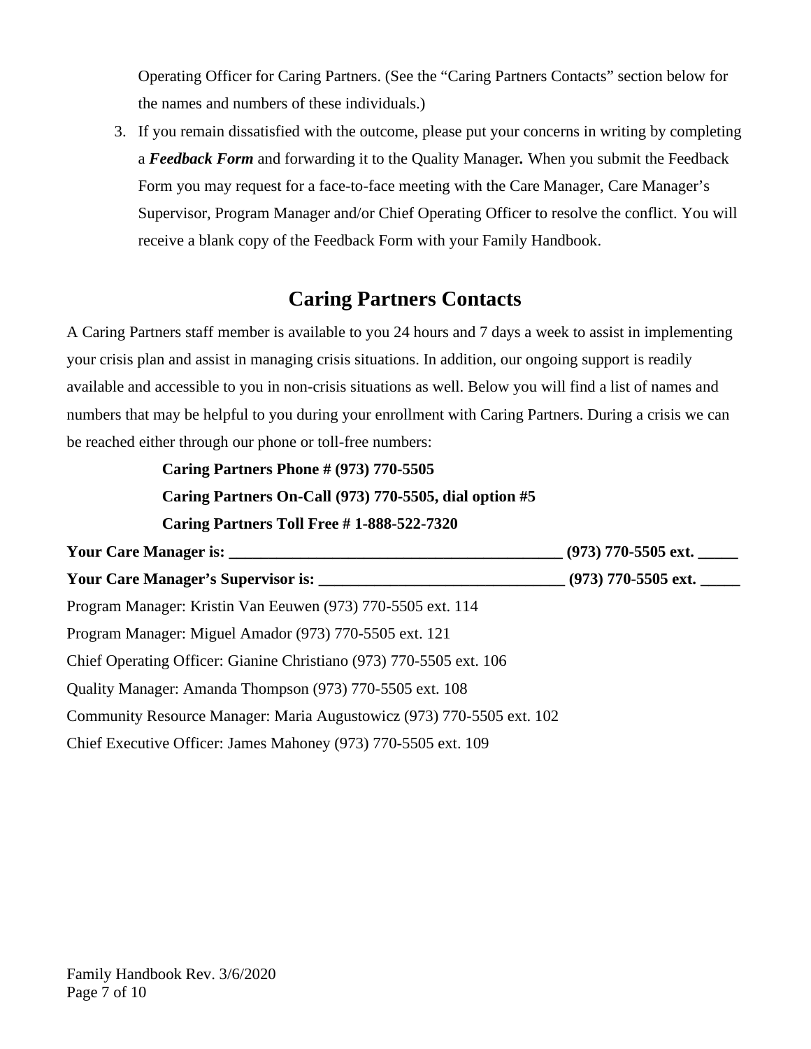Operating Officer for Caring Partners. (See the "Caring Partners Contacts" section below for the names and numbers of these individuals.)

3. If you remain dissatisfied with the outcome, please put your concerns in writing by completing a ***Feedback Form*** and forwarding it to the Quality Manager**.** When you submit the Feedback Form you may request for a face-to-face meeting with the Care Manager, Care Manager's Supervisor, Program Manager and/or Chief Operating Officer to resolve the conflict. You will receive a blank copy of the Feedback Form with your Family Handbook.

## Caring Partners Contacts

A Caring Partners staff member is available to you 24 hours and 7 days a week to assist in implementing your crisis plan and assist in managing crisis situations. In addition, our ongoing support is readily available and accessible to you in non-crisis situations as well. Below you will find a list of names and numbers that may be helpful to you during your enrollment with Caring Partners. During a crisis we can be reached either through our phone or toll-free numbers:

**Caring Partners Phone # (973) 770-5505**

**Caring Partners On-Call (973) 770-5505, dial option #5**

**Caring Partners Toll Free # 1-888-522-7320**

**Your Care Manager is: ___________________________________________ (973) 770-5505 ext. _____**

**Your Care Manager's Supervisor is: _______________________________ (973) 770-5505 ext. _____**

Program Manager: Kristin Van Eeuwen (973) 770-5505 ext. 114

Program Manager: Miguel Amador (973) 770-5505 ext. 121

Chief Operating Officer: Gianine Christiano (973) 770-5505 ext. 106

Quality Manager: Amanda Thompson (973) 770-5505 ext. 108

Community Resource Manager: Maria Augustowicz (973) 770-5505 ext. 102

Chief Executive Officer: James Mahoney (973) 770-5505 ext. 109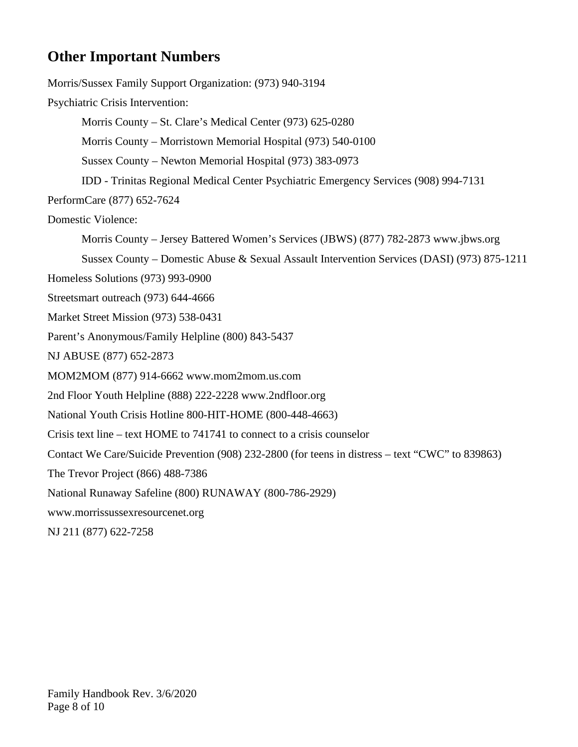## Other Important Numbers

Morris/Sussex Family Support Organization: (973) 940-3194

Psychiatric Crisis Intervention:

- Morris County – St. Clare's Medical Center (973) 625-0280
- Morris County – Morristown Memorial Hospital (973) 540-0100
- Sussex County – Newton Memorial Hospital (973) 383-0973
- IDD - Trinitas Regional Medical Center Psychiatric Emergency Services (908) 994-7131

PerformCare (877) 652-7624

Domestic Violence:

- Morris County – Jersey Battered Women's Services (JBWS) (877) 782-2873 www.jbws.org
- Sussex County – Domestic Abuse & Sexual Assault Intervention Services (DASI) (973) 875-1211

Homeless Solutions (973) 993-0900

Streetsmart outreach (973) 644-4666

Market Street Mission (973) 538-0431

Parent's Anonymous/Family Helpline (800) 843-5437

NJ ABUSE (877) 652-2873

MOM2MOM (877) 914-6662 www.mom2mom.us.com

2nd Floor Youth Helpline (888) 222-2228 www.2ndfloor.org

National Youth Crisis Hotline 800-HIT-HOME (800-448-4663)

Crisis text line – text HOME to 741741 to connect to a crisis counselor

Contact We Care/Suicide Prevention (908) 232-2800 (for teens in distress – text "CWC" to 839863)

The Trevor Project (866) 488-7386

National Runaway Safeline (800) RUNAWAY (800-786-2929)

www.morrissussexresourcenet.org

NJ 211 (877) 622-7258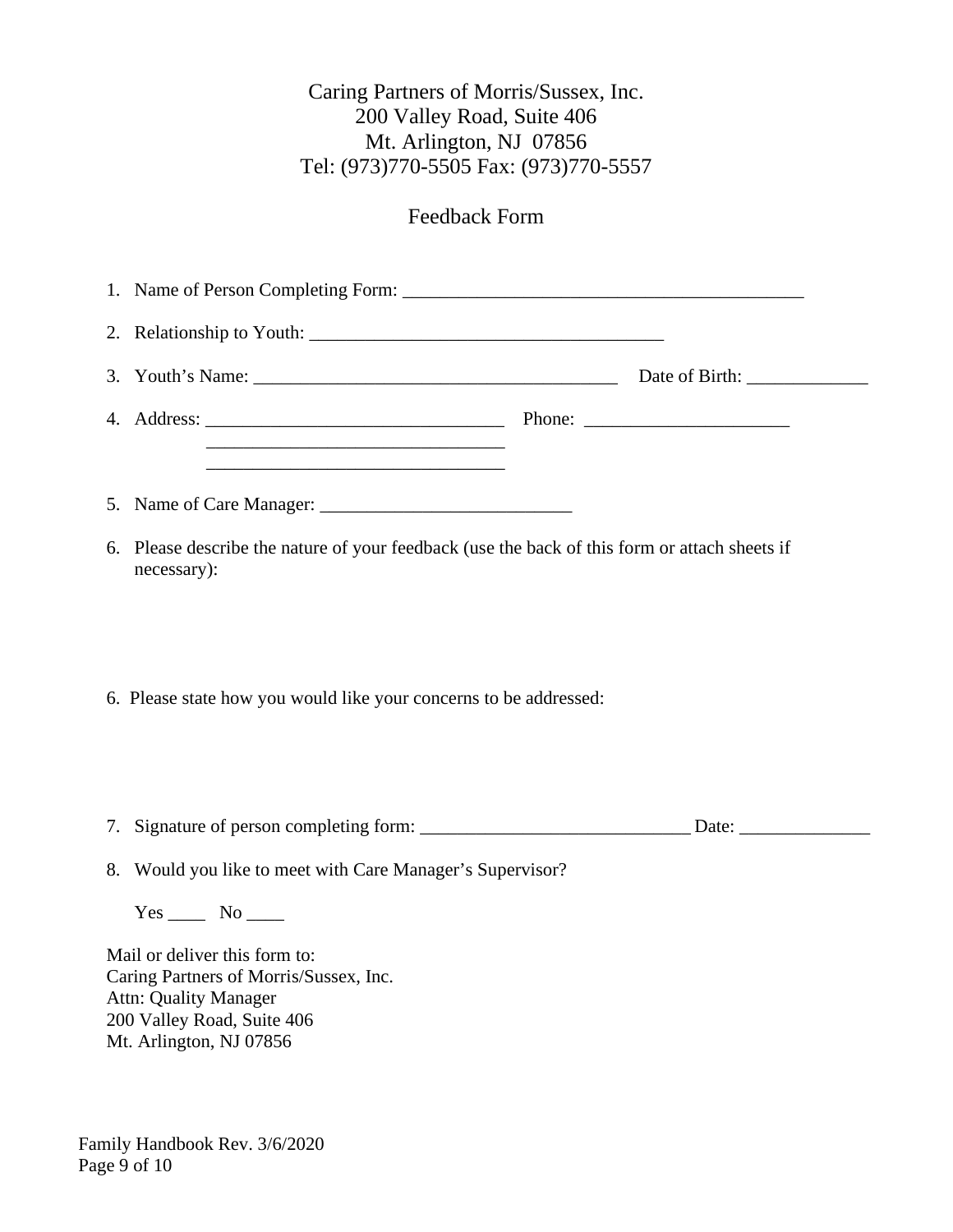Caring Partners of Morris/Sussex, Inc.
200 Valley Road, Suite 406
Mt. Arlington, NJ 07856
Tel: (973)770-5505 Fax: (973)770-5557

## Feedback Form

1. Name of Person Completing Form: ___________________________________________

2. Relationship to Youth: ______________________________________

3. Youth's Name: ________________________________________ Date of Birth: _____________

4. Address: ________________________________ Phone: _____________________
________________________________
________________________________

5. Name of Care Manager: ___________________________

6. Please describe the nature of your feedback (use the back of this form or attach sheets if necessary):

6. Please state how you would like your concerns to be addressed:

7. Signature of person completing form: _____________________________ Date: ______________

8. Would you like to meet with Care Manager's Supervisor?

   Yes ____ No ____

Mail or deliver this form to:
Caring Partners of Morris/Sussex, Inc.
Attn: Quality Manager
200 Valley Road, Suite 406
Mt. Arlington, NJ 07856

Family Handbook Rev. 3/6/2020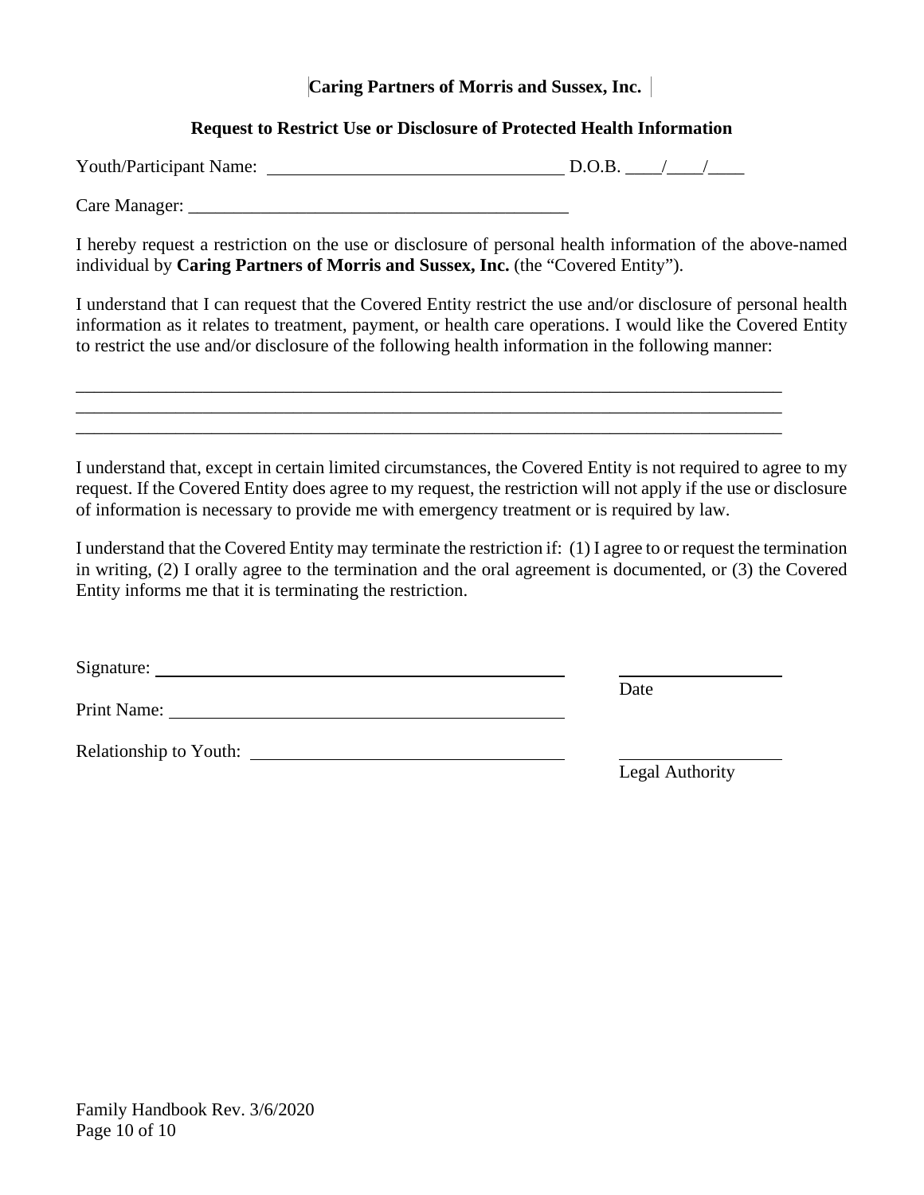**Caring Partners of Morris and Sussex, Inc.**

**Request to Restrict Use or Disclosure of Protected Health Information**

Youth/Participant Name: ________________________________ D.O.B. ____/____/____

Care Manager: __________________________________________

I hereby request a restriction on the use or disclosure of personal health information of the above-named individual by **Caring Partners of Morris and Sussex, Inc.** (the "Covered Entity").

I understand that I can request that the Covered Entity restrict the use and/or disclosure of personal health information as it relates to treatment, payment, or health care operations. I would like the Covered Entity to restrict the use and/or disclosure of the following health information in the following manner:

_______________________________________________________________________________

_______________________________________________________________________________

_______________________________________________________________________________

I understand that, except in certain limited circumstances, the Covered Entity is not required to agree to my request. If the Covered Entity does agree to my request, the restriction will not apply if the use or disclosure of information is necessary to provide me with emergency treatment or is required by law.

I understand that the Covered Entity may terminate the restriction if: (1) I agree to or request the termination in writing, (2) I orally agree to the termination and the oral agreement is documented, or (3) the Covered Entity informs me that it is terminating the restriction.

Signature: ____________________________________________ ____________________
Date

Print Name: ____________________________________________

Relationship to Youth: __________________________________ ____________________
Legal Authority

Family Handbook Rev. 3/6/2020